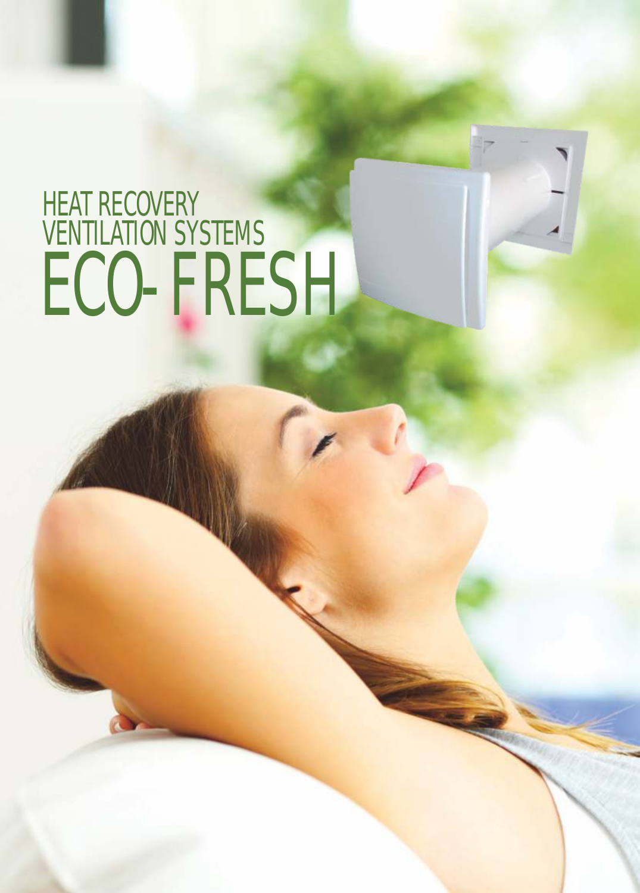# HEAT RECOVERY VENTILATION SYSTEMS

# ECO- FRESH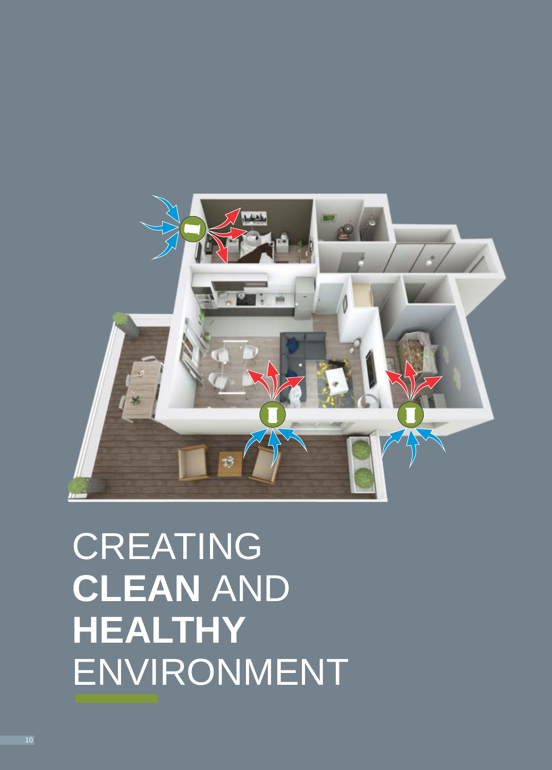# CREATING **CLEAN** AND **HEALTHY** ENVIRONMENT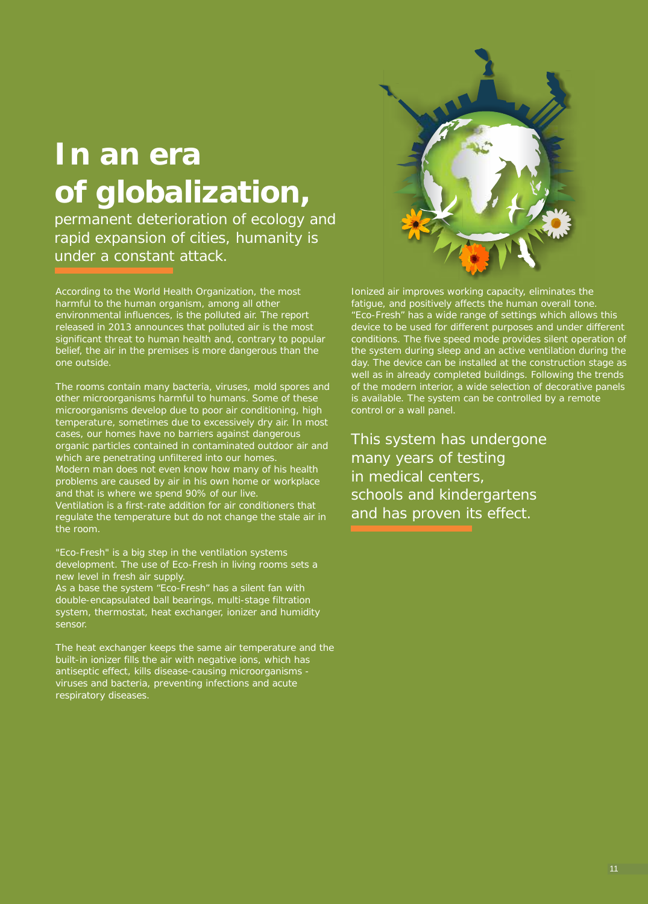# In an era of globalization,

permanent deterioration of ecology and rapid expansion of cities, humanity is under a constant attack.

According to the World Health Organization, the most harmful to the human organism, among all other environmental influences, is the polluted air. The report released in 2013 announces that polluted air is the most significant threat to human health and, contrary to popular belief, the air in the premises is more dangerous than the one outside.

The rooms contain many bacteria, viruses, mold spores and other microorganisms harmful to humans. Some of these microorganisms develop due to poor air conditioning, high temperature, sometimes due to excessively dry air. In most cases, our homes have no barriers against dangerous organic particles contained in contaminated outdoor air and which are penetrating unfiltered into our homes.
Modern man does not even know how many of his health problems are caused by air in his own home or workplace and that is where we spend 90% of our live.
Ventilation is a first-rate addition for air conditioners that regulate the temperature but do not change the stale air in the room.

"Eco-Fresh" is a big step in the ventilation systems development. The use of Eco-Fresh in living rooms sets a new level in fresh air supply.
As a base the system "Eco-Fresh" has a silent fan with double-encapsulated ball bearings, multi-stage filtration system, thermostat, heat exchanger, ionizer and humidity sensor.

The heat exchanger keeps the same air temperature and the built-in ionizer fills the air with negative ions, which has antiseptic effect, kills disease-causing microorganisms - viruses and bacteria, preventing infections and acute respiratory diseases.

Ionized air improves working capacity, eliminates the fatigue, and positively affects the human overall tone. "Eco-Fresh" has a wide range of settings which allows this device to be used for different purposes and under different conditions. The five speed mode provides silent operation of the system during sleep and an active ventilation during the day. The device can be installed at the construction stage as well as in already completed buildings. Following the trends of the modern interior, a wide selection of decorative panels is available. The system can be controlled by a remote control or a wall panel.

This system has undergone many years of testing in medical centers, schools and kindergartens and has proven its effect.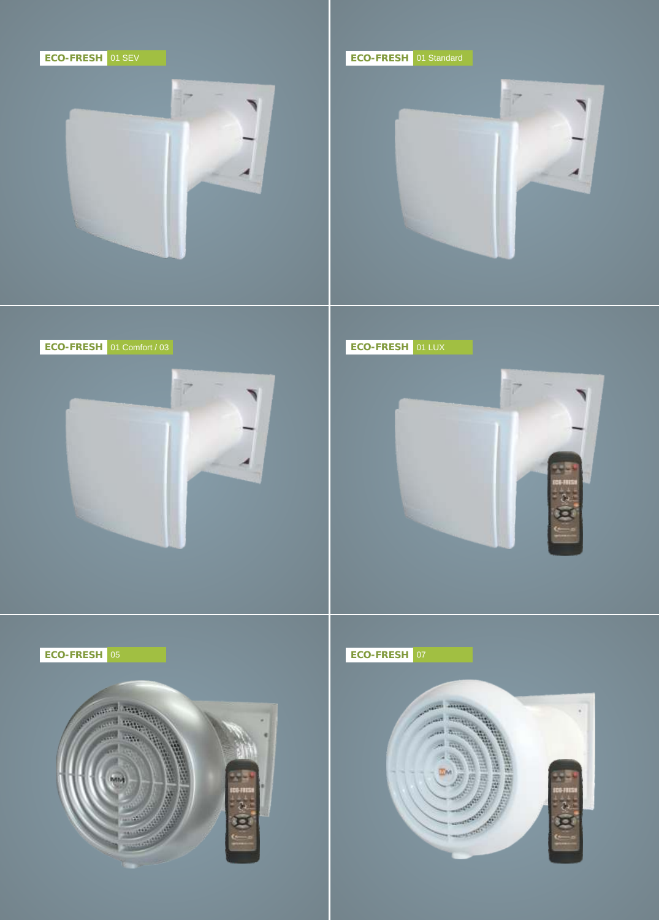ECO-FRESH 01 SEV

ECO-FRESH 01 Standard

ECO-FRESH 01 Comfort / 03

ECO-FRESH 01 LUX

ECO-FRESH 05

ECO-FRESH 07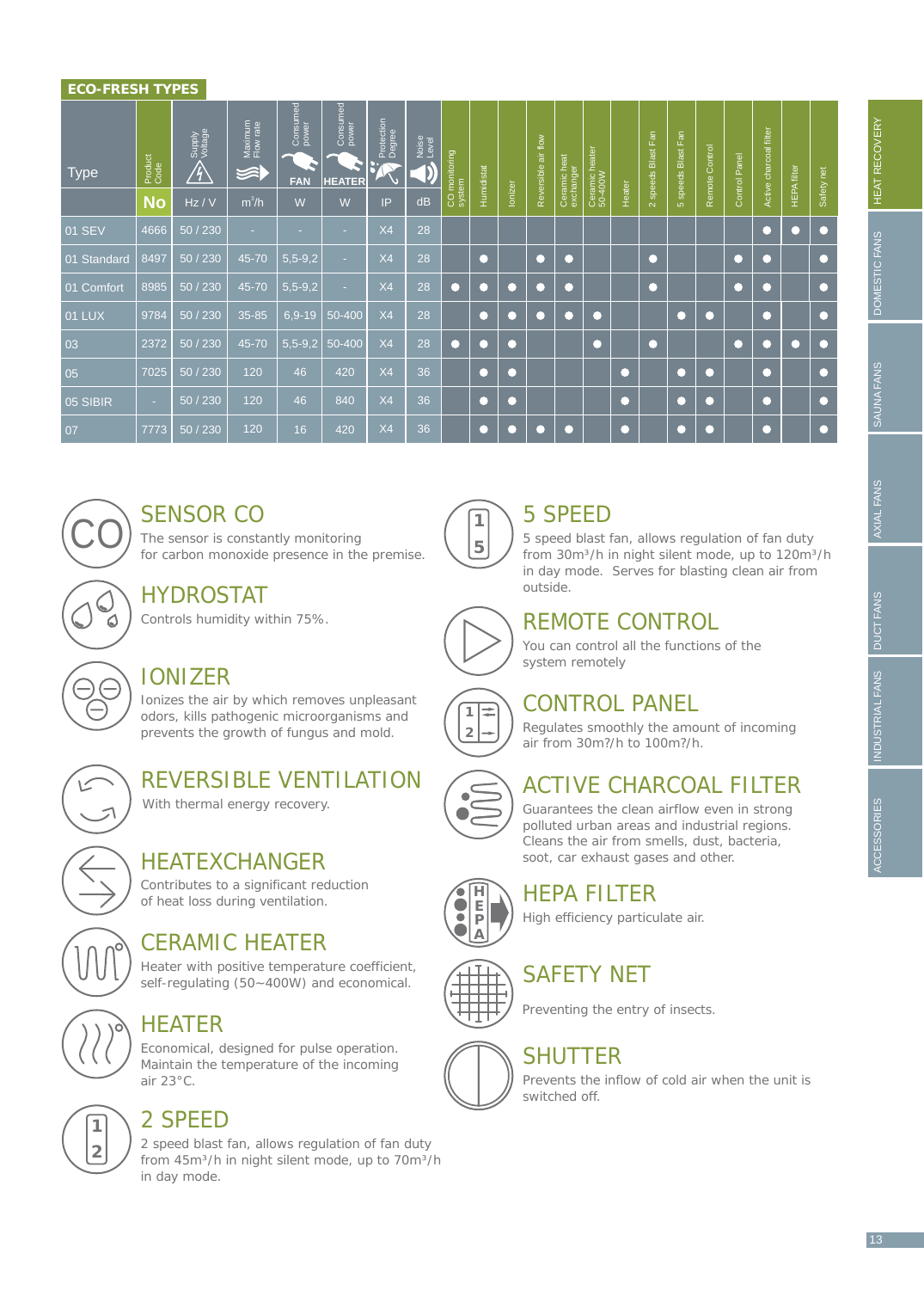## ECO-FRESH TYPES

| Type | Product Code No | Supply Voltage Hz / V | Maximum Flow rate $m^3/h$ | Consumed power FAN W | Consumed power HEATER W | Protection Degree IP | Noise Level dB | CO monitoring system | Humidistat | Ionizer | Reversible air flow | Ceramic heat exchanger | Ceramic heater 50-400W | Heater | 2 speeds Blast Fan | 5 speeds Blast Fan | Remote Control | Control Panel | Active charcoal filter | HEPA filter | Safety net |
|---|---|---|---|---|---|---|---|---|---|---|---|---|---|---|---|---|---|---|---|---|---|
| 01 SEV | 4666 | 50 / 230 | - | - | - | X4 | 28 | | | | | | | | | | | | ● | ● | ● |
| 01 Standard | 8497 | 50 / 230 | 45-70 | 5,5-9,2 | - | X4 | 28 | | ● | | ● | ● | | | ● | | | ● | ● | | ● |
| 01 Comfort | 8985 | 50 / 230 | 45-70 | 5,5-9,2 | - | X4 | 28 | ● | ● | ● | ● | ● | | | ● | | | ● | ● | | ● |
| 01 LUX | 9784 | 50 / 230 | 35-85 | 6,9-19 | 50-400 | X4 | 28 | | ● | ● | ● | ● | ● | | | ● | ● | | ● | | ● |
| 03 | 2372 | 50 / 230 | 45-70 | 5,5-9,2 | 50-400 | X4 | 28 | ● | ● | ● | | | ● | | ● | | | ● | ● | ● | ● |
| 05 | 7025 | 50 / 230 | 120 | 46 | 420 | X4 | 36 | | ● | ● | | | | ● | | ● | ● | | ● | | ● |
| 05 SIBIR | - | 50 / 230 | 120 | 46 | 840 | X4 | 36 | | ● | ● | | | | ● | | ● | ● | | ● | | ● |
| 07 | 7773 | 50 / 230 | 120 | 16 | 420 | X4 | 36 | | ● | ● | ● | ● | | ● | | ● | ● | | ● | | ● |

## SENSOR CO

The sensor is constantly monitoring for carbon monoxide presence in the premise.

## HYDROSTAT

Controls humidity within 75%.

## IONIZER

Ionizes the air by which removes unpleasant odors, kills pathogenic microorganisms and prevents the growth of fungus and mold.

## REVERSIBLE VENTILATION

With thermal energy recovery.

## HEATEXCHANGER

Contributes to a significant reduction of heat loss during ventilation.

## CERAMIC HEATER

Heater with positive temperature coefficient, self-regulating (50~400W) and economical.

## HEATER

Economical, designed for pulse operation. Maintain the temperature of the incoming air 23°C.

## 2 SPEED

2 speed blast fan, allows regulation of fan duty from $45m^3/h$ in night silent mode, up to $70m^3/h$ in day mode.

## 5 SPEED

5 speed blast fan, allows regulation of fan duty from $30m^3/h$ in night silent mode, up to $120m^3/h$ in day mode. Serves for blasting clean air from outside.

## REMOTE CONTROL

You can control all the functions of the system remotely

## CONTROL PANEL

Regulates smoothly the amount of incoming air from 30m?/h to 100m?/h.

## ACTIVE CHARCOAL FILTER

Guarantees the clean airflow even in strong polluted urban areas and industrial regions. Cleans the air from smells, dust, bacteria, soot, car exhaust gases and other.

## HEPA FILTER

High efficiency particulate air.

## SAFETY NET

Preventing the entry of insects.

## SHUTTER

Prevents the inflow of cold air when the unit is switched off.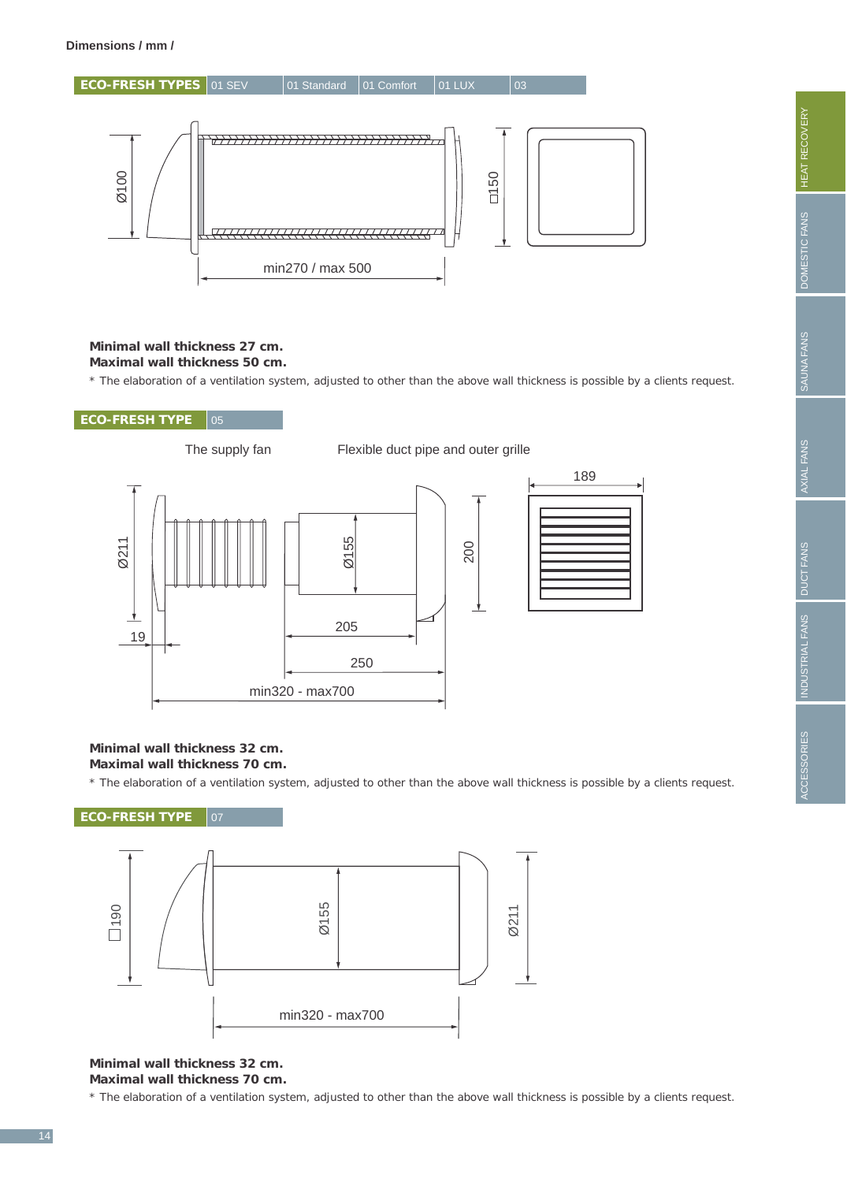Dimensions / mm /

| ECO-FRESH TYPES | 01 SEV | 01 Standard | 01 Comfort | 01 LUX | 03 |
|---|---|---|---|---|---|

Ø100

□150

min270 / max 500

**Minimal wall thickness 27 cm.**
**Maximal wall thickness 50 cm.**

* The elaboration of a ventilation system, adjusted to other than the above wall thickness is possible by a clients request.

| ECO-FRESH TYPE | 05 |
|---|---|

The supply fan

Flexible duct pipe and outer grille

Ø211

19

Ø155

205

250

min320 - max700

200

189

**Minimal wall thickness 32 cm.**
**Maximal wall thickness 70 cm.**

* The elaboration of a ventilation system, adjusted to other than the above wall thickness is possible by a clients request.

| ECO-FRESH TYPE | 07 |
|---|---|

□190

Ø155

Ø211

min320 - max700

**Minimal wall thickness 32 cm.**
**Maximal wall thickness 70 cm.**

* The elaboration of a ventilation system, adjusted to other than the above wall thickness is possible by a clients request.